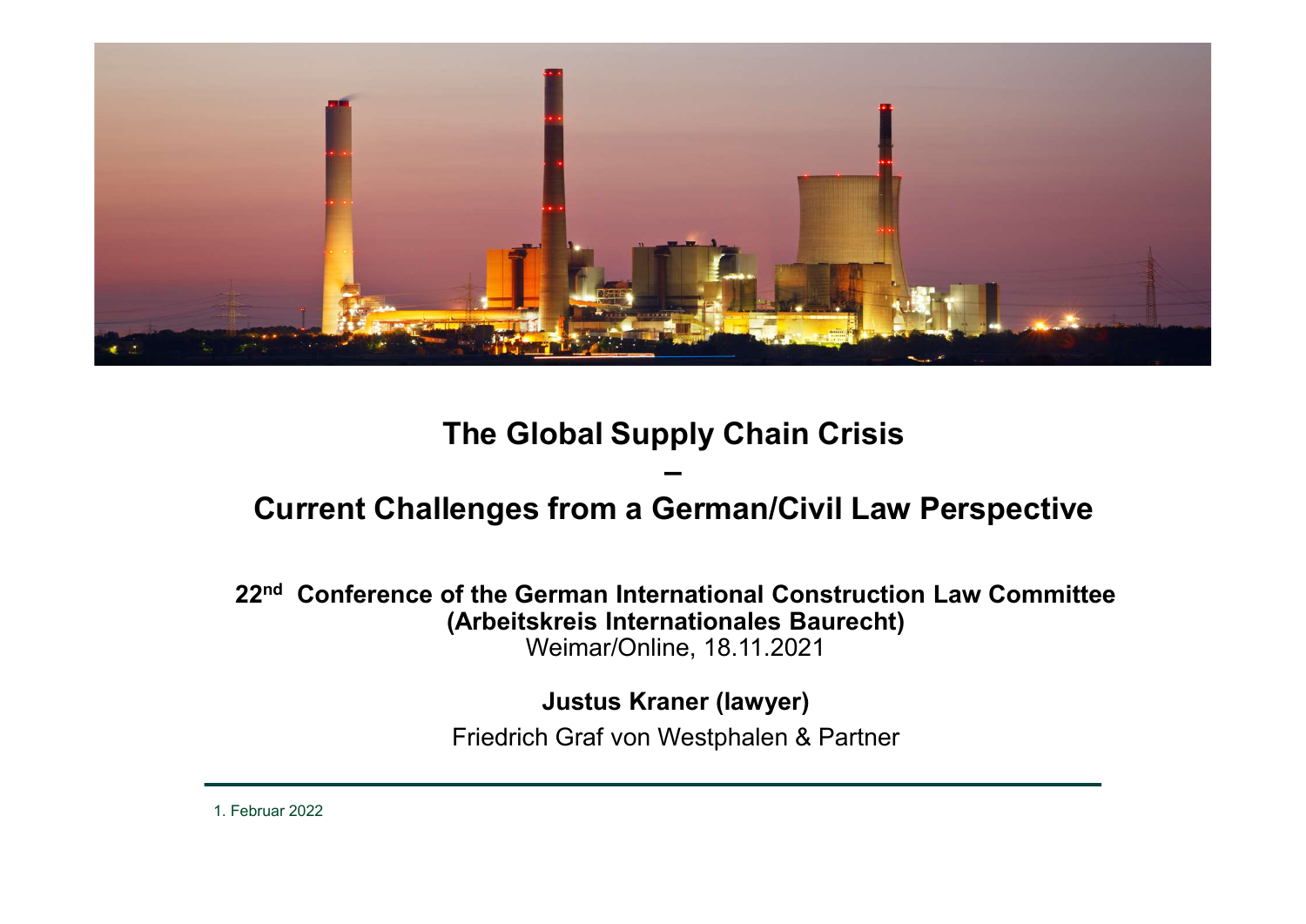# The Global Supply Chain Crisis – Current Challenges from a German/Civil Law Perspective

**22nd Conference of the German International Construction Law Committee (Arbeitskreis Internationales Baurecht)**

Weimar/Online, 18.11.2021

**Justus Kraner (lawyer)**

Friedrich Graf von Westphalen & Partner

1. Februar 2022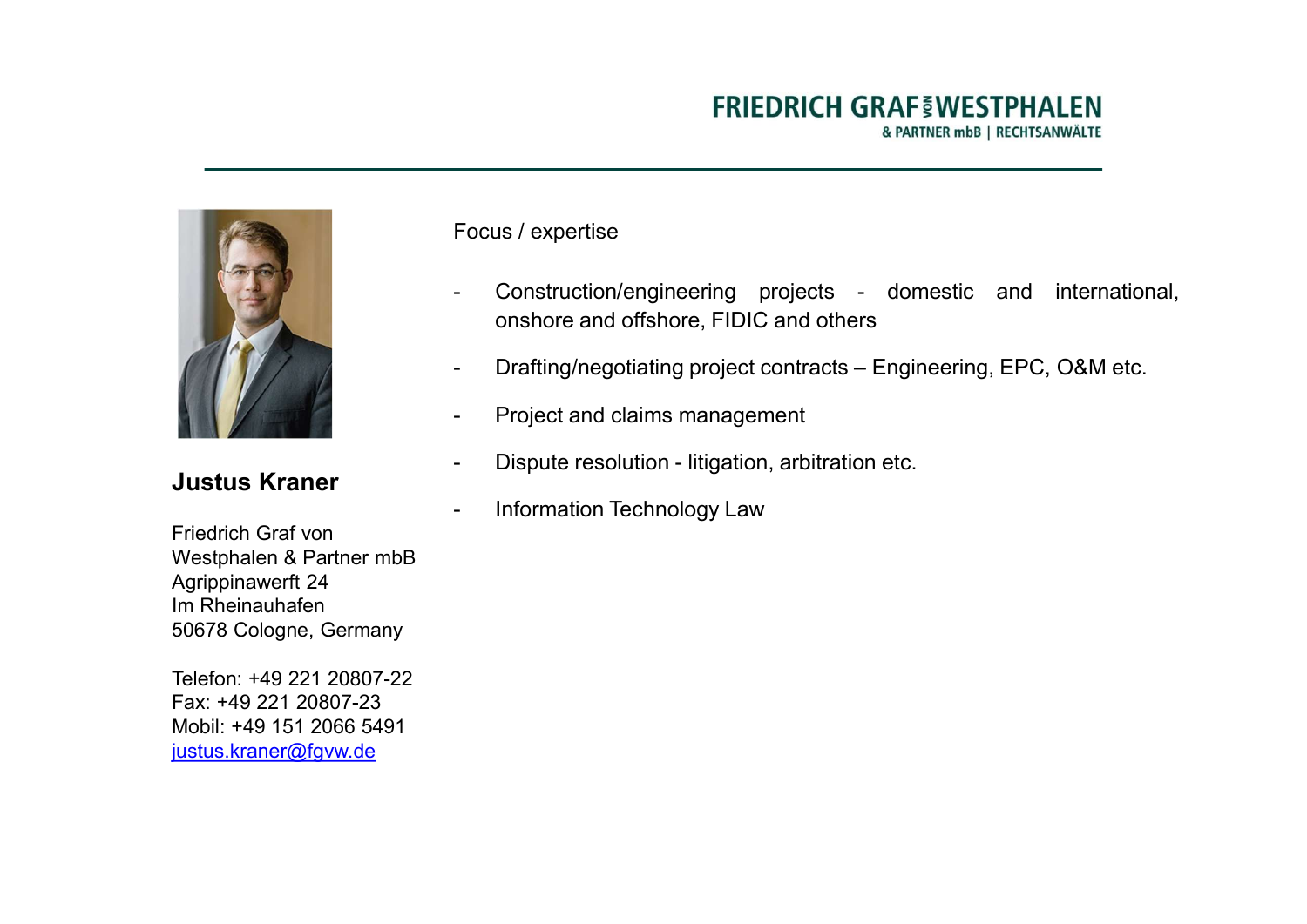FRIEDRICH GRAF VON WESTPHALEN
& PARTNER mbB | RECHTSANWÄLTE

## Justus Kraner

Friedrich Graf von
Westphalen & Partner mbB
Agrippinawerft 24
Im Rheinauhafen
50678 Cologne, Germany

Telefon: +49 221 20807-22
Fax: +49 221 20807-23
Mobil: +49 151 2066 5491
justus.kraner@fgvw.de

Focus / expertise

- Construction/engineering projects - domestic and international, onshore and offshore, FIDIC and others
- Drafting/negotiating project contracts – Engineering, EPC, O&M etc.
- Project and claims management
- Dispute resolution - litigation, arbitration etc.
- Information Technology Law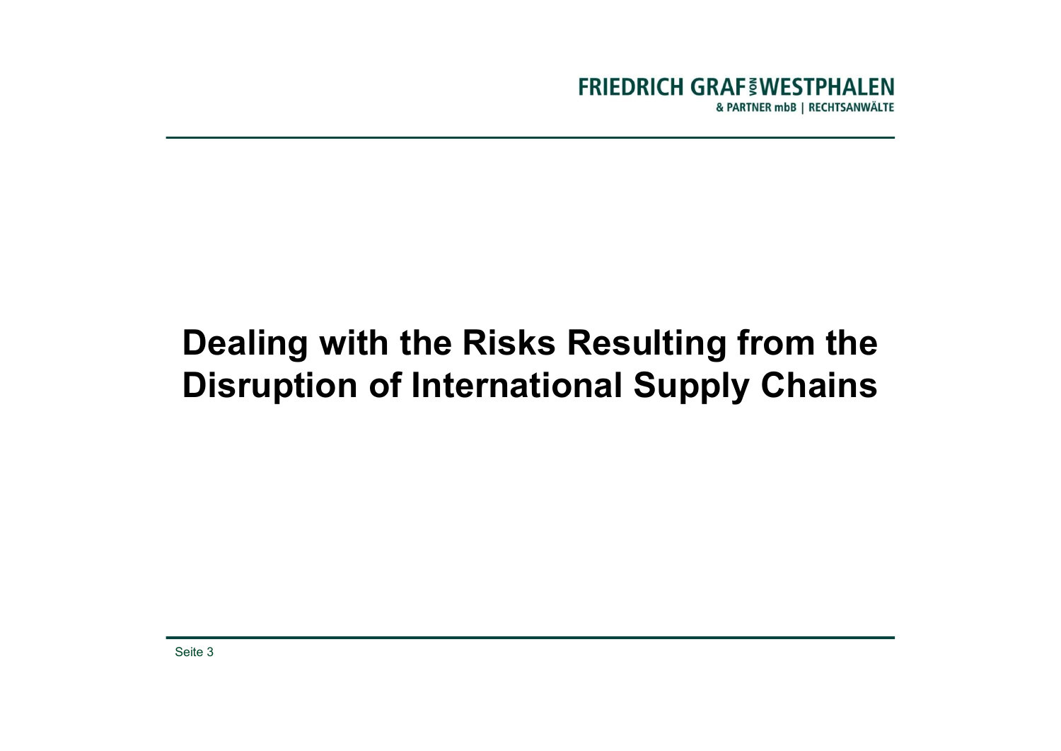# Dealing with the Risks Resulting from the Disruption of International Supply Chains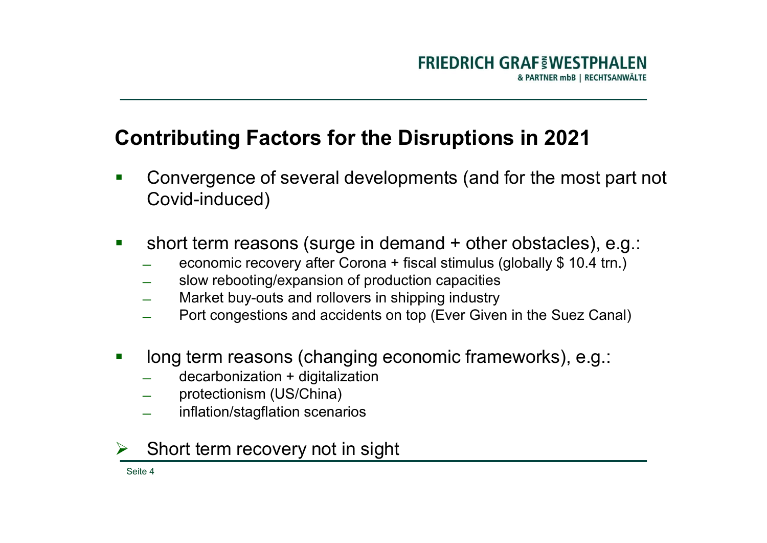## Contributing Factors for the Disruptions in 2021

- Convergence of several developments (and for the most part not Covid-induced)

- short term reasons (surge in demand + other obstacles), e.g.:
  - economic recovery after Corona + fiscal stimulus (globally $ 10.4 trn.)
  - slow rebooting/expansion of production capacities
  - Market buy-outs and rollovers in shipping industry
  - Port congestions and accidents on top (Ever Given in the Suez Canal)

- long term reasons (changing economic frameworks), e.g.:
  - decarbonization + digitalization
  - protectionism (US/China)
  - inflation/stagflation scenarios

➢ Short term recovery not in sight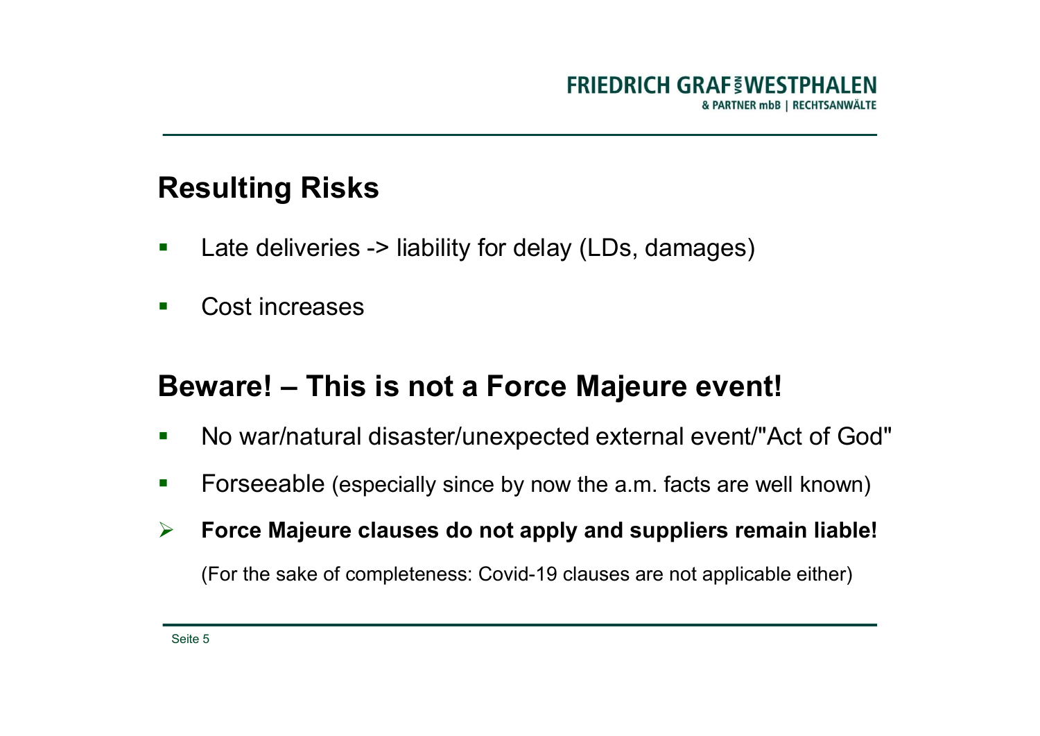## Resulting Risks

- Late deliveries -> liability for delay (LDs, damages)
- Cost increases

## Beware! – This is not a Force Majeure event!

- No war/natural disaster/unexpected external event/"Act of God"
- Forseeable (especially since by now the a.m. facts are well known)

➢ **Force Majeure clauses do not apply and suppliers remain liable!**

(For the sake of completeness: Covid-19 clauses are not applicable either)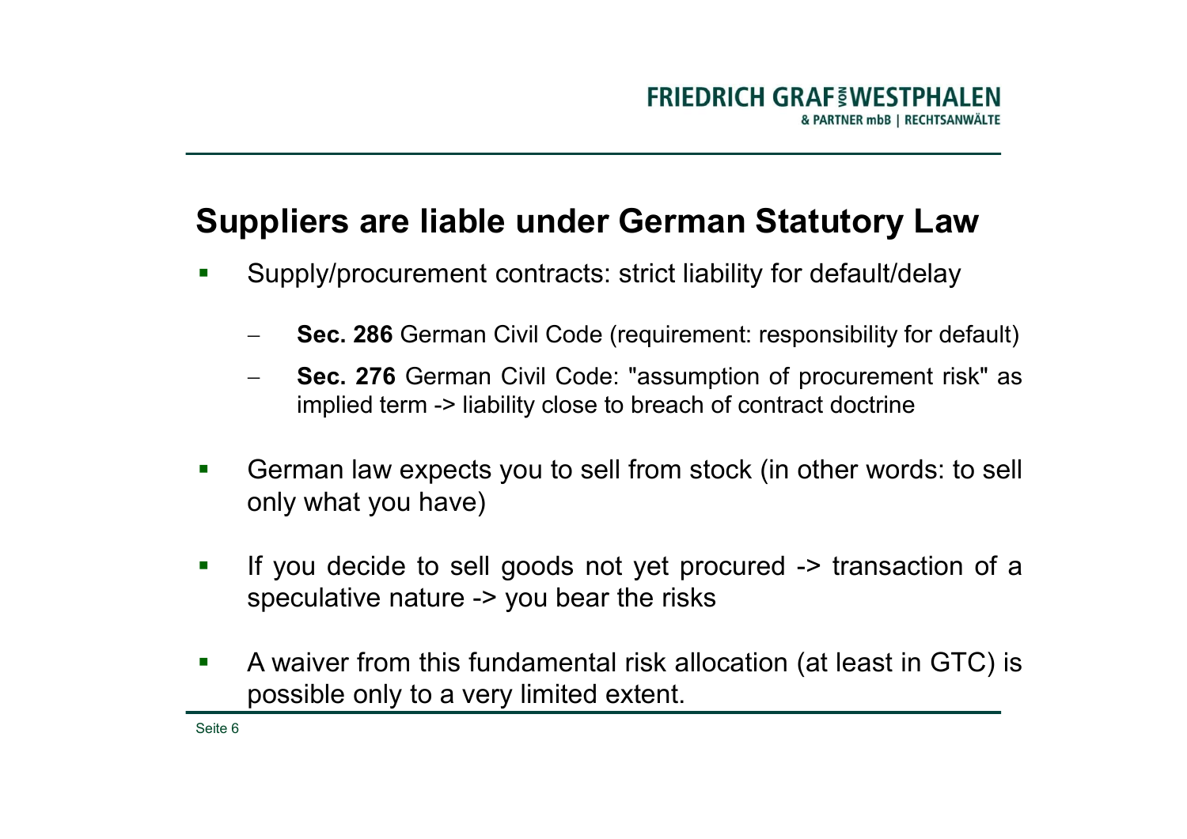## Suppliers are liable under German Statutory Law

- Supply/procurement contracts: strict liability for default/delay
  - **Sec. 286** German Civil Code (requirement: responsibility for default)
  - **Sec. 276** German Civil Code: "assumption of procurement risk" as implied term -> liability close to breach of contract doctrine
- German law expects you to sell from stock (in other words: to sell only what you have)
- If you decide to sell goods not yet procured -> transaction of a speculative nature -> you bear the risks
- A waiver from this fundamental risk allocation (at least in GTC) is possible only to a very limited extent.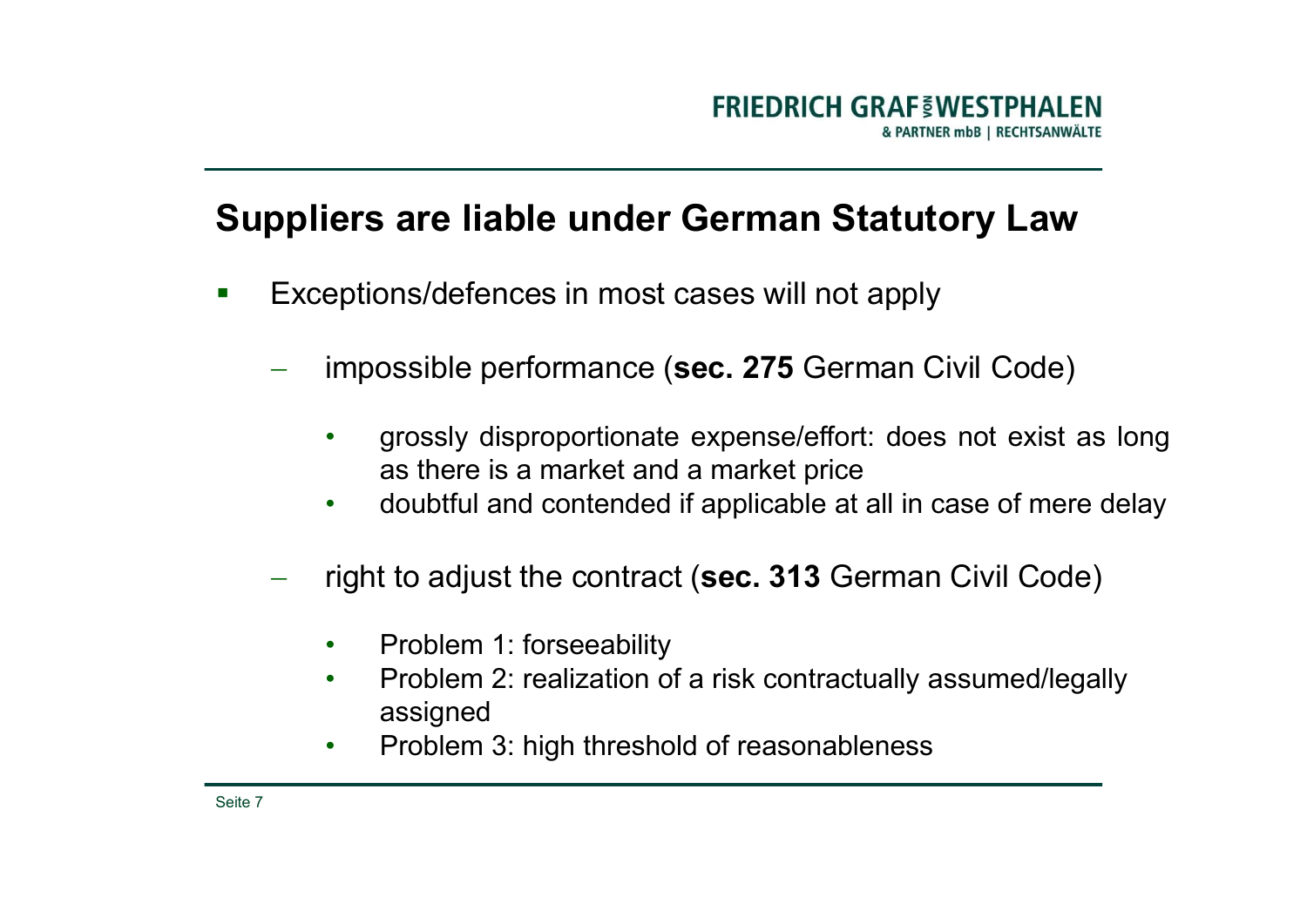## Suppliers are liable under German Statutory Law

- Exceptions/defences in most cases will not apply
  - impossible performance (**sec. 275** German Civil Code)
    - grossly disproportionate expense/effort: does not exist as long as there is a market and a market price
    - doubtful and contended if applicable at all in case of mere delay
  - right to adjust the contract (**sec. 313** German Civil Code)
    - Problem 1: forseeability
    - Problem 2: realization of a risk contractually assumed/legally assigned
    - Problem 3: high threshold of reasonableness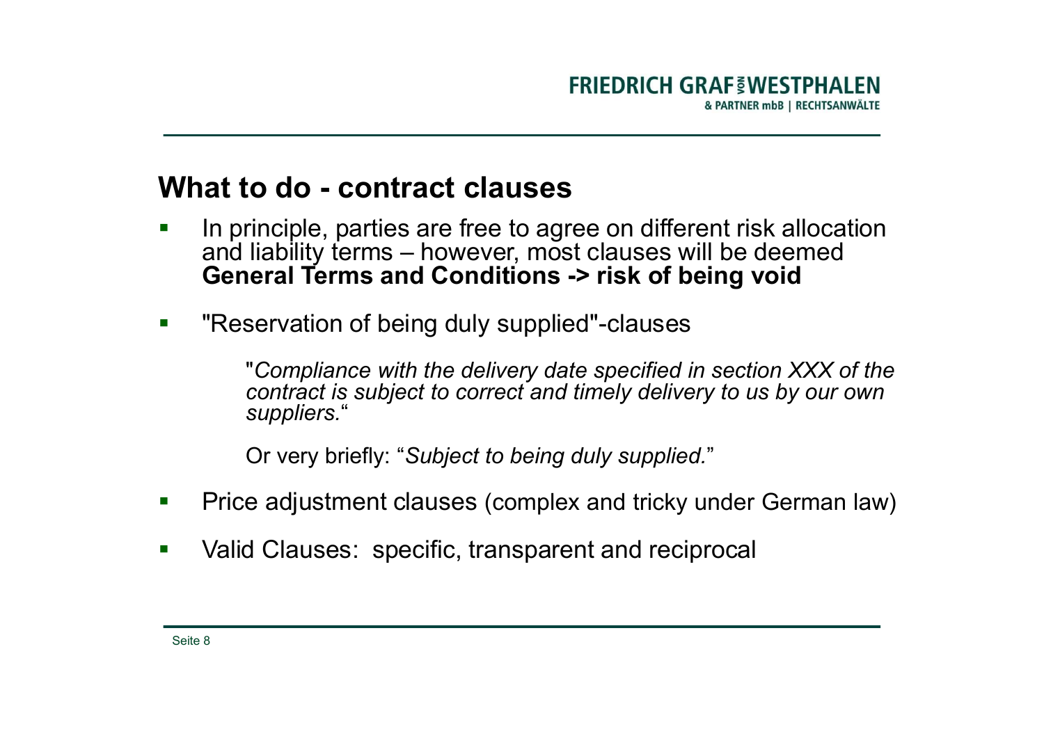## What to do - contract clauses

- In principle, parties are free to agree on different risk allocation and liability terms – however, most clauses will be deemed **General Terms and Conditions -> risk of being void**

- "Reservation of being duly supplied"-clauses

  "*Compliance with the delivery date specified in section XXX of the contract is subject to correct and timely delivery to us by our own suppliers.*"

  Or very briefly: "*Subject to being duly supplied.*"

- Price adjustment clauses (complex and tricky under German law)

- Valid Clauses: specific, transparent and reciprocal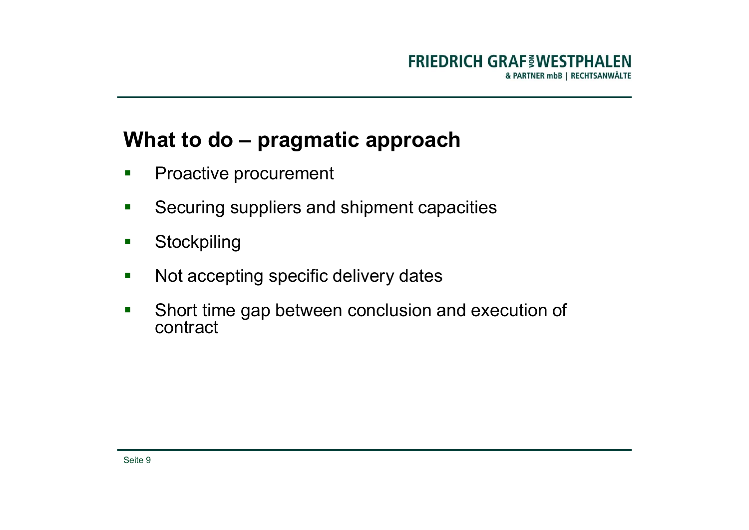## What to do – pragmatic approach

- Proactive procurement
- Securing suppliers and shipment capacities
- Stockpiling
- Not accepting specific delivery dates
- Short time gap between conclusion and execution of contract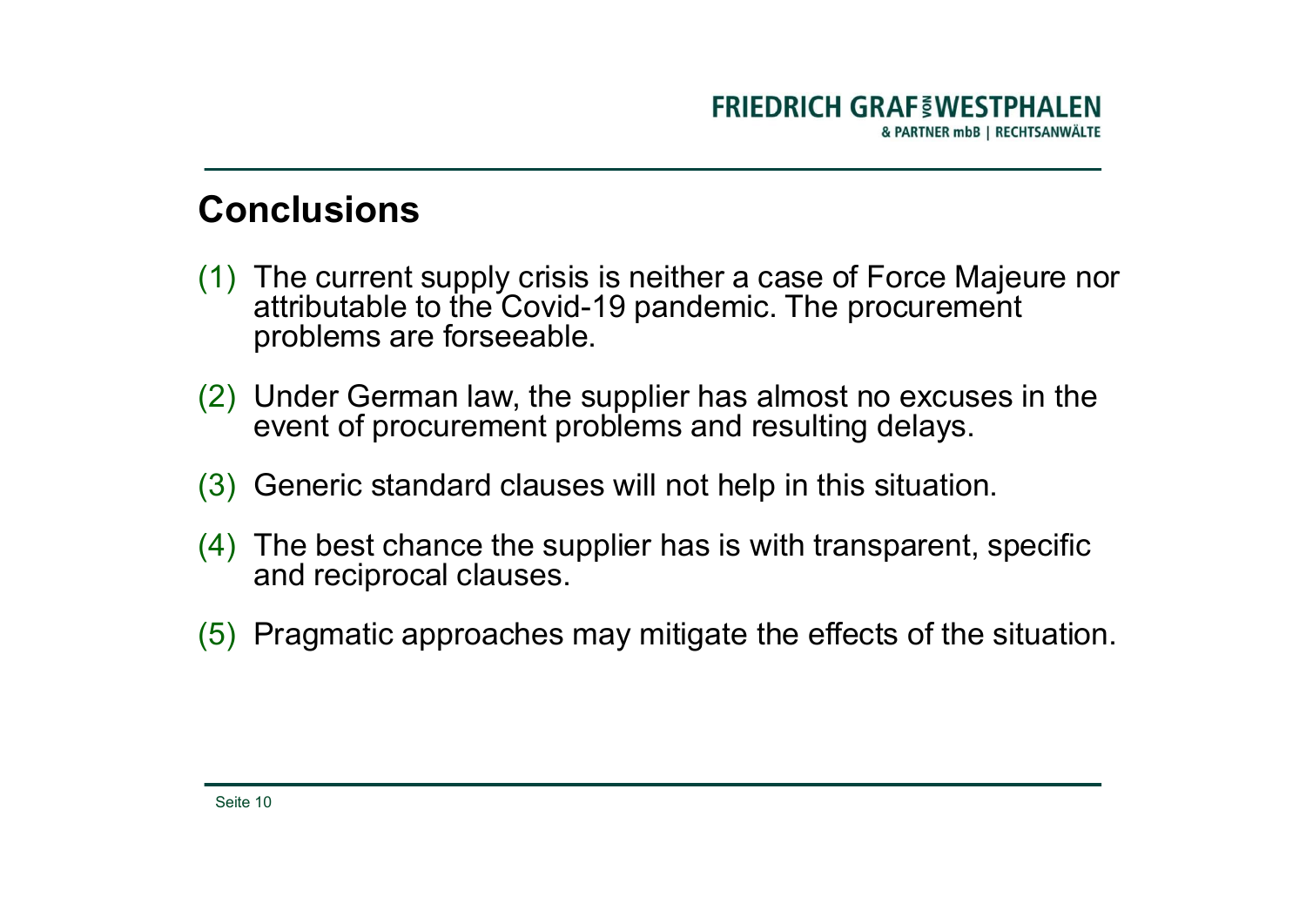## Conclusions

(1) The current supply crisis is neither a case of Force Majeure nor attributable to the Covid-19 pandemic. The procurement problems are forseeable.

(2) Under German law, the supplier has almost no excuses in the event of procurement problems and resulting delays.

(3) Generic standard clauses will not help in this situation.

(4) The best chance the supplier has is with transparent, specific and reciprocal clauses.

(5) Pragmatic approaches may mitigate the effects of the situation.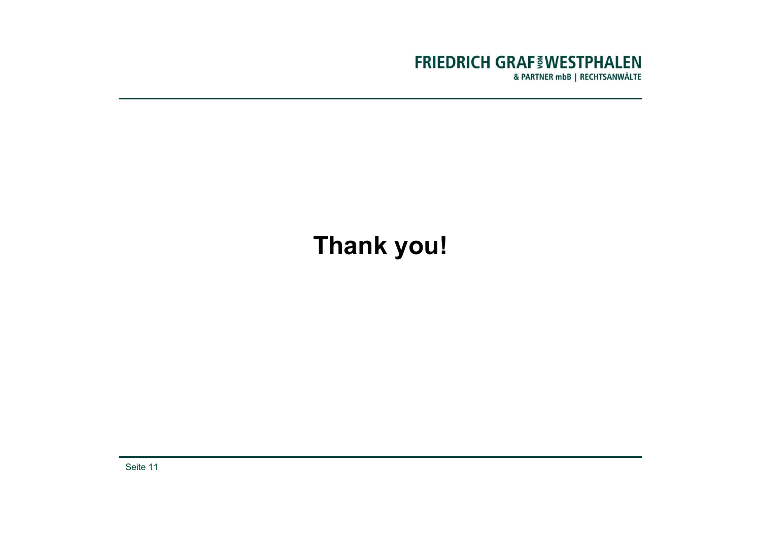# Thank you!